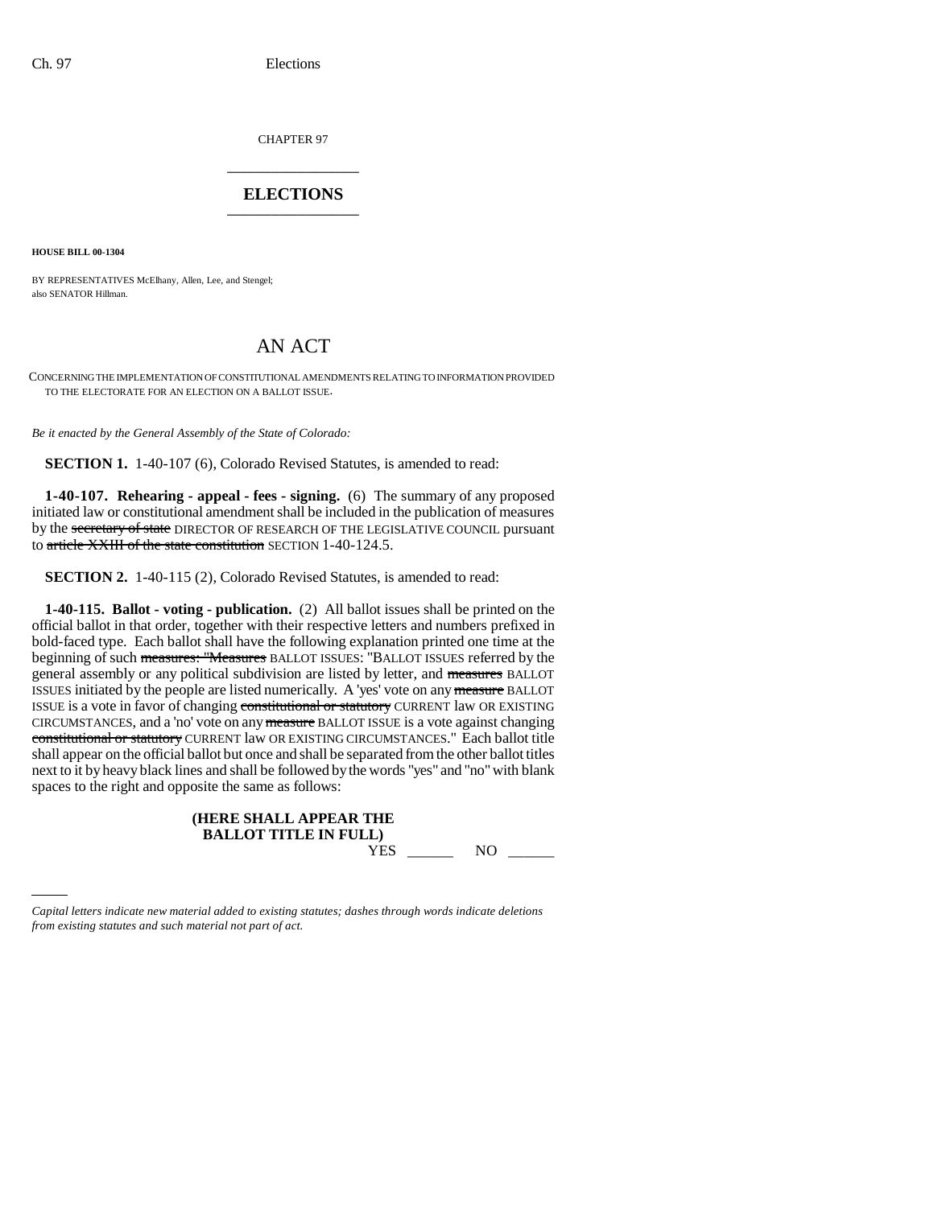CHAPTER 97

# ELECTIONS

**HOUSE BILL 00-1304**

BY REPRESENTATIVES McElhany, Allen, Lee, and Stengel;
also SENATOR Hillman.

## AN ACT

CONCERNING THE IMPLEMENTATION OF CONSTITUTIONAL AMENDMENTS RELATING TO INFORMATION PROVIDED TO THE ELECTORATE FOR AN ELECTION ON A BALLOT ISSUE.

*Be it enacted by the General Assembly of the State of Colorado:*

**SECTION 1.** 1-40-107 (6), Colorado Revised Statutes, is amended to read:

**1-40-107. Rehearing - appeal - fees - signing.** (6) The summary of any proposed initiated law or constitutional amendment shall be included in the publication of measures by the ~~secretary of state~~ DIRECTOR OF RESEARCH OF THE LEGISLATIVE COUNCIL pursuant to ~~article XXIII of the state constitution~~ SECTION 1-40-124.5.

**SECTION 2.** 1-40-115 (2), Colorado Revised Statutes, is amended to read:

**1-40-115. Ballot - voting - publication.** (2) All ballot issues shall be printed on the official ballot in that order, together with their respective letters and numbers prefixed in bold-faced type. Each ballot shall have the following explanation printed one time at the beginning of such ~~measures: "Measures~~ BALLOT ISSUES: "BALLOT ISSUES referred by the general assembly or any political subdivision are listed by letter, and ~~measures~~ BALLOT ISSUES initiated by the people are listed numerically. A 'yes' vote on any ~~measure~~ BALLOT ISSUE is a vote in favor of changing ~~constitutional or statutory~~ CURRENT law OR EXISTING CIRCUMSTANCES, and a 'no' vote on any ~~measure~~ BALLOT ISSUE is a vote against changing ~~constitutional or statutory~~ CURRENT law OR EXISTING CIRCUMSTANCES." Each ballot title shall appear on the official ballot but once and shall be separated from the other ballot titles next to it by heavy black lines and shall be followed by the words "yes" and "no" with blank spaces to the right and opposite the same as follows:

**(HERE SHALL APPEAR THE BALLOT TITLE IN FULL)**
YES ______ NO ______

*Capital letters indicate new material added to existing statutes; dashes through words indicate deletions from existing statutes and such material not part of act.*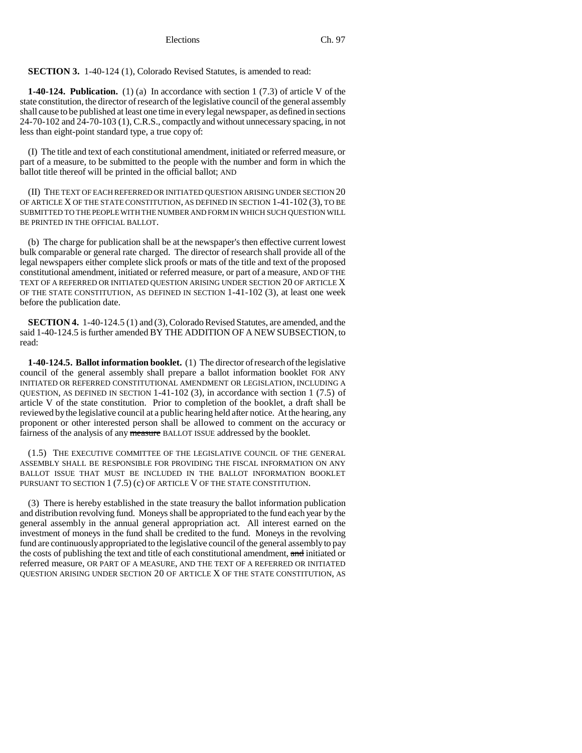**SECTION 3.** 1-40-124 (1), Colorado Revised Statutes, is amended to read:

**1-40-124. Publication.** (1) (a) In accordance with section 1 (7.3) of article V of the state constitution, the director of research of the legislative council of the general assembly shall cause to be published at least one time in every legal newspaper, as defined in sections 24-70-102 and 24-70-103 (1), C.R.S., compactly and without unnecessary spacing, in not less than eight-point standard type, a true copy of:

(I) The title and text of each constitutional amendment, initiated or referred measure, or part of a measure, to be submitted to the people with the number and form in which the ballot title thereof will be printed in the official ballot; AND

(II) THE TEXT OF EACH REFERRED OR INITIATED QUESTION ARISING UNDER SECTION 20 OF ARTICLE X OF THE STATE CONSTITUTION, AS DEFINED IN SECTION 1-41-102 (3), TO BE SUBMITTED TO THE PEOPLE WITH THE NUMBER AND FORM IN WHICH SUCH QUESTION WILL BE PRINTED IN THE OFFICIAL BALLOT.

(b) The charge for publication shall be at the newspaper's then effective current lowest bulk comparable or general rate charged. The director of research shall provide all of the legal newspapers either complete slick proofs or mats of the title and text of the proposed constitutional amendment, initiated or referred measure, or part of a measure, AND OF THE TEXT OF A REFERRED OR INITIATED QUESTION ARISING UNDER SECTION 20 OF ARTICLE X OF THE STATE CONSTITUTION, AS DEFINED IN SECTION 1-41-102 (3), at least one week before the publication date.

**SECTION 4.** 1-40-124.5 (1) and (3), Colorado Revised Statutes, are amended, and the said 1-40-124.5 is further amended BY THE ADDITION OF A NEW SUBSECTION, to read:

**1-40-124.5. Ballot information booklet.** (1) The director of research of the legislative council of the general assembly shall prepare a ballot information booklet FOR ANY INITIATED OR REFERRED CONSTITUTIONAL AMENDMENT OR LEGISLATION, INCLUDING A QUESTION, AS DEFINED IN SECTION 1-41-102 (3), in accordance with section 1 (7.5) of article V of the state constitution. Prior to completion of the booklet, a draft shall be reviewed by the legislative council at a public hearing held after notice. At the hearing, any proponent or other interested person shall be allowed to comment on the accuracy or fairness of the analysis of any ~~measure~~ BALLOT ISSUE addressed by the booklet.

(1.5) THE EXECUTIVE COMMITTEE OF THE LEGISLATIVE COUNCIL OF THE GENERAL ASSEMBLY SHALL BE RESPONSIBLE FOR PROVIDING THE FISCAL INFORMATION ON ANY BALLOT ISSUE THAT MUST BE INCLUDED IN THE BALLOT INFORMATION BOOKLET PURSUANT TO SECTION 1 (7.5) (c) OF ARTICLE V OF THE STATE CONSTITUTION.

(3) There is hereby established in the state treasury the ballot information publication and distribution revolving fund. Moneys shall be appropriated to the fund each year by the general assembly in the annual general appropriation act. All interest earned on the investment of moneys in the fund shall be credited to the fund. Moneys in the revolving fund are continuously appropriated to the legislative council of the general assembly to pay the costs of publishing the text and title of each constitutional amendment, ~~and~~ initiated or referred measure, OR PART OF A MEASURE, AND THE TEXT OF A REFERRED OR INITIATED QUESTION ARISING UNDER SECTION 20 OF ARTICLE X OF THE STATE CONSTITUTION, AS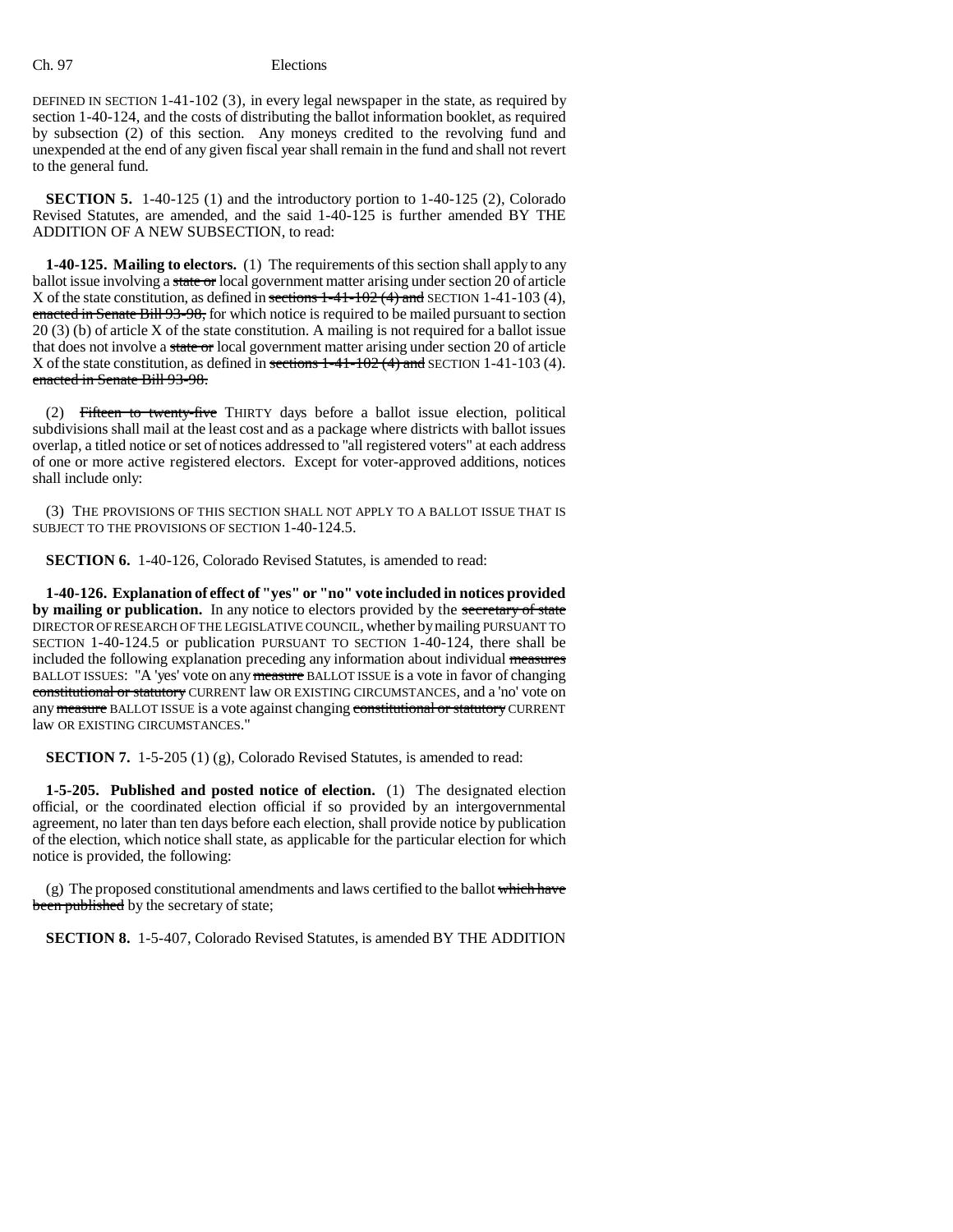DEFINED IN SECTION 1-41-102 (3), in every legal newspaper in the state, as required by section 1-40-124, and the costs of distributing the ballot information booklet, as required by subsection (2) of this section. Any moneys credited to the revolving fund and unexpended at the end of any given fiscal year shall remain in the fund and shall not revert to the general fund.

**SECTION 5.** 1-40-125 (1) and the introductory portion to 1-40-125 (2), Colorado Revised Statutes, are amended, and the said 1-40-125 is further amended BY THE ADDITION OF A NEW SUBSECTION, to read:

**1-40-125. Mailing to electors.** (1) The requirements of this section shall apply to any ballot issue involving a ~~state or~~ local government matter arising under section 20 of article X of the state constitution, as defined in ~~sections 1-41-102 (4) and~~ SECTION 1-41-103 (4), ~~enacted in Senate Bill 93-98,~~ for which notice is required to be mailed pursuant to section 20 (3) (b) of article X of the state constitution. A mailing is not required for a ballot issue that does not involve a ~~state or~~ local government matter arising under section 20 of article X of the state constitution, as defined in ~~sections 1-41-102 (4) and~~ SECTION 1-41-103 (4). ~~enacted in Senate Bill 93-98.~~

(2) ~~Fifteen to twenty-five~~ THIRTY days before a ballot issue election, political subdivisions shall mail at the least cost and as a package where districts with ballot issues overlap, a titled notice or set of notices addressed to "all registered voters" at each address of one or more active registered electors. Except for voter-approved additions, notices shall include only:

(3) THE PROVISIONS OF THIS SECTION SHALL NOT APPLY TO A BALLOT ISSUE THAT IS SUBJECT TO THE PROVISIONS OF SECTION 1-40-124.5.

**SECTION 6.** 1-40-126, Colorado Revised Statutes, is amended to read:

**1-40-126. Explanation of effect of "yes" or "no" vote included in notices provided by mailing or publication.** In any notice to electors provided by the ~~secretary of state~~ DIRECTOR OF RESEARCH OF THE LEGISLATIVE COUNCIL, whether by mailing PURSUANT TO SECTION 1-40-124.5 or publication PURSUANT TO SECTION 1-40-124, there shall be included the following explanation preceding any information about individual ~~measures~~ BALLOT ISSUES: "A 'yes' vote on any ~~measure~~ BALLOT ISSUE is a vote in favor of changing ~~constitutional or statutory~~ CURRENT law OR EXISTING CIRCUMSTANCES, and a 'no' vote on any ~~measure~~ BALLOT ISSUE is a vote against changing ~~constitutional or statutory~~ CURRENT law OR EXISTING CIRCUMSTANCES."

**SECTION 7.** 1-5-205 (1) (g), Colorado Revised Statutes, is amended to read:

**1-5-205. Published and posted notice of election.** (1) The designated election official, or the coordinated election official if so provided by an intergovernmental agreement, no later than ten days before each election, shall provide notice by publication of the election, which notice shall state, as applicable for the particular election for which notice is provided, the following:

(g) The proposed constitutional amendments and laws certified to the ballot ~~which have been published~~ by the secretary of state;

**SECTION 8.** 1-5-407, Colorado Revised Statutes, is amended BY THE ADDITION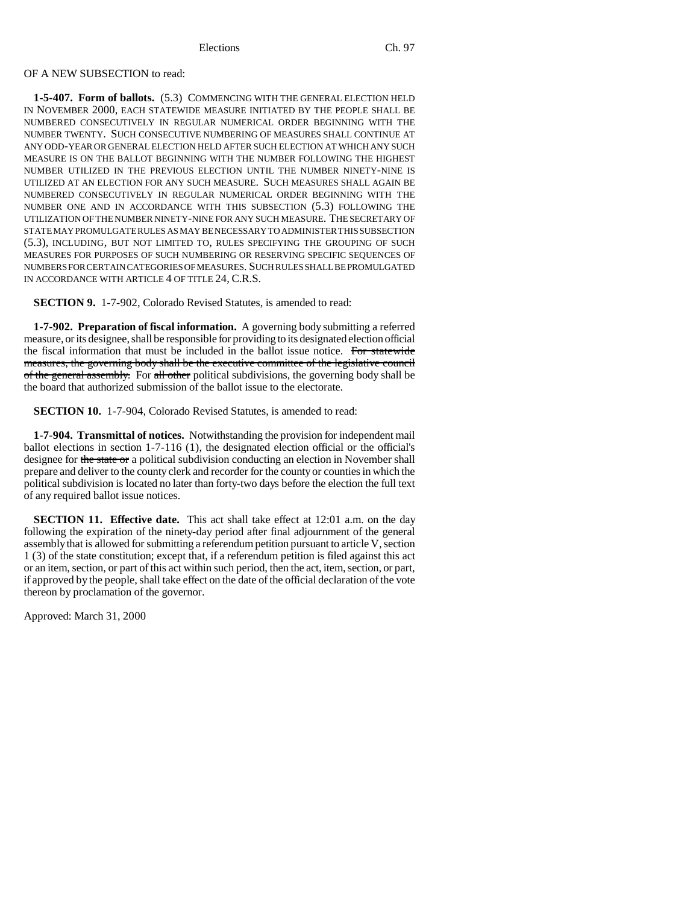OF A NEW SUBSECTION to read:

**1-5-407. Form of ballots.** (5.3) COMMENCING WITH THE GENERAL ELECTION HELD IN NOVEMBER 2000, EACH STATEWIDE MEASURE INITIATED BY THE PEOPLE SHALL BE NUMBERED CONSECUTIVELY IN REGULAR NUMERICAL ORDER BEGINNING WITH THE NUMBER TWENTY. SUCH CONSECUTIVE NUMBERING OF MEASURES SHALL CONTINUE AT ANY ODD-YEAR OR GENERAL ELECTION HELD AFTER SUCH ELECTION AT WHICH ANY SUCH MEASURE IS ON THE BALLOT BEGINNING WITH THE NUMBER FOLLOWING THE HIGHEST NUMBER UTILIZED IN THE PREVIOUS ELECTION UNTIL THE NUMBER NINETY-NINE IS UTILIZED AT AN ELECTION FOR ANY SUCH MEASURE. SUCH MEASURES SHALL AGAIN BE NUMBERED CONSECUTIVELY IN REGULAR NUMERICAL ORDER BEGINNING WITH THE NUMBER ONE AND IN ACCORDANCE WITH THIS SUBSECTION (5.3) FOLLOWING THE UTILIZATION OF THE NUMBER NINETY-NINE FOR ANY SUCH MEASURE. THE SECRETARY OF STATE MAY PROMULGATE RULES AS MAY BE NECESSARY TO ADMINISTER THIS SUBSECTION (5.3), INCLUDING, BUT NOT LIMITED TO, RULES SPECIFYING THE GROUPING OF SUCH MEASURES FOR PURPOSES OF SUCH NUMBERING OR RESERVING SPECIFIC SEQUENCES OF NUMBERS FOR CERTAIN CATEGORIES OF MEASURES. SUCH RULES SHALL BE PROMULGATED IN ACCORDANCE WITH ARTICLE 4 OF TITLE 24, C.R.S.

**SECTION 9.** 1-7-902, Colorado Revised Statutes, is amended to read:

**1-7-902. Preparation of fiscal information.** A governing body submitting a referred measure, or its designee, shall be responsible for providing to its designated election official the fiscal information that must be included in the ballot issue notice. ~~For statewide measures, the governing body shall be the executive committee of the legislative council of the general assembly.~~ For ~~all other~~ political subdivisions, the governing body shall be the board that authorized submission of the ballot issue to the electorate.

**SECTION 10.** 1-7-904, Colorado Revised Statutes, is amended to read:

**1-7-904. Transmittal of notices.** Notwithstanding the provision for independent mail ballot elections in section 1-7-116 (1), the designated election official or the official's designee for ~~the state or~~ a political subdivision conducting an election in November shall prepare and deliver to the county clerk and recorder for the county or counties in which the political subdivision is located no later than forty-two days before the election the full text of any required ballot issue notices.

**SECTION 11. Effective date.** This act shall take effect at 12:01 a.m. on the day following the expiration of the ninety-day period after final adjournment of the general assembly that is allowed for submitting a referendum petition pursuant to article V, section 1 (3) of the state constitution; except that, if a referendum petition is filed against this act or an item, section, or part of this act within such period, then the act, item, section, or part, if approved by the people, shall take effect on the date of the official declaration of the vote thereon by proclamation of the governor.

Approved: March 31, 2000